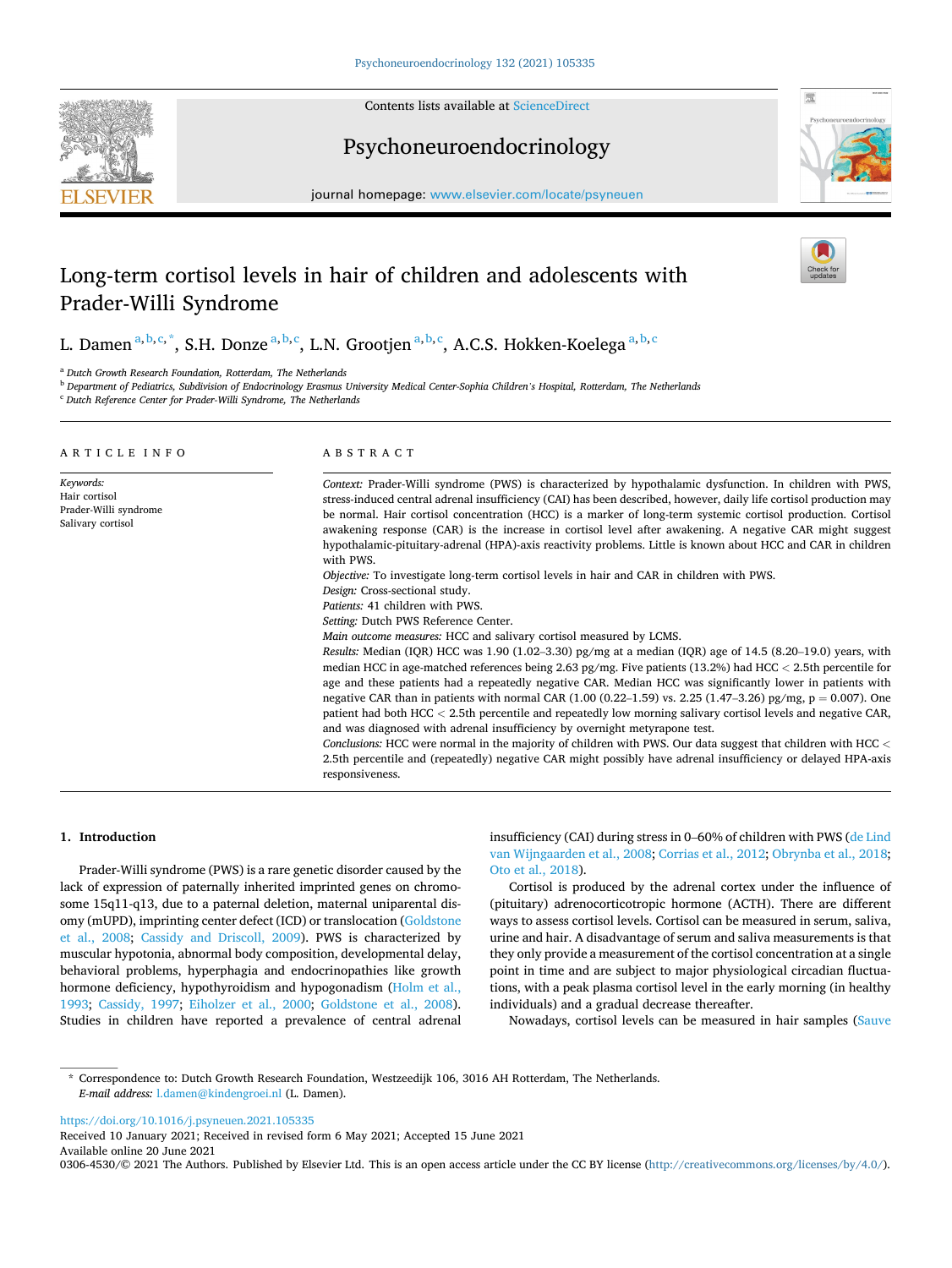# Long-term cortisol levels in hair of children and adolescents with Prader-Willi Syndrome

L. Damen[a,b,c,*], S.H. Donze[a,b,c], L.N. Grootjen[a,b,c], A.C.S. Hokken-Koelega[a,b,c]

[a] Dutch Growth Research Foundation, Rotterdam, The Netherlands
[b] Department of Pediatrics, Subdivision of Endocrinology Erasmus University Medical Center-Sophia Children's Hospital, Rotterdam, The Netherlands
[c] Dutch Reference Center for Prader-Willi Syndrome, The Netherlands

## ARTICLE INFO

*Keywords:*
Hair cortisol
Prader-Willi syndrome
Salivary cortisol

## ABSTRACT

*Context:* Prader-Willi syndrome (PWS) is characterized by hypothalamic dysfunction. In children with PWS, stress-induced central adrenal insufficiency (CAI) has been described, however, daily life cortisol production may be normal. Hair cortisol concentration (HCC) is a marker of long-term systemic cortisol production. Cortisol awakening response (CAR) is the increase in cortisol level after awakening. A negative CAR might suggest hypothalamic-pituitary-adrenal (HPA)-axis reactivity problems. Little is known about HCC and CAR in children with PWS.

*Objective:* To investigate long-term cortisol levels in hair and CAR in children with PWS.

*Design:* Cross-sectional study.

*Patients:* 41 children with PWS.

*Setting:* Dutch PWS Reference Center.

*Main outcome measures:* HCC and salivary cortisol measured by LCMS.

*Results:* Median (IQR) HCC was 1.90 (1.02–3.30) pg/mg at a median (IQR) age of 14.5 (8.20–19.0) years, with median HCC in age-matched references being 2.63 pg/mg. Five patients (13.2%) had HCC < 2.5th percentile for age and these patients had a repeatedly negative CAR. Median HCC was significantly lower in patients with negative CAR than in patients with normal CAR (1.00 (0.22–1.59) vs. 2.25 (1.47–3.26) pg/mg, $p = 0.007$). One patient had both HCC < 2.5th percentile and repeatedly low morning salivary cortisol levels and negative CAR, and was diagnosed with adrenal insufficiency by overnight metyrapone test.

*Conclusions:* HCC were normal in the majority of children with PWS. Our data suggest that children with HCC < 2.5th percentile and (repeatedly) negative CAR might possibly have adrenal insufficiency or delayed HPA-axis responsiveness.

## 1. Introduction

Prader-Willi syndrome (PWS) is a rare genetic disorder caused by the lack of expression of paternally inherited imprinted genes on chromosome 15q11-q13, due to a paternal deletion, maternal uniparental disomy (mUPD), imprinting center defect (ICD) or translocation (Goldstone et al., 2008; Cassidy and Driscoll, 2009). PWS is characterized by muscular hypotonia, abnormal body composition, developmental delay, behavioral problems, hyperphagia and endocrinopathies like growth hormone deficiency, hypothyroidism and hypogonadism (Holm et al., 1993; Cassidy, 1997; Eiholzer et al., 2000; Goldstone et al., 2008). Studies in children have reported a prevalence of central adrenal insufficiency (CAI) during stress in 0–60% of children with PWS (de Lind van Wijngaarden et al., 2008; Corrias et al., 2012; Obrynba et al., 2018; Oto et al., 2018).

Cortisol is produced by the adrenal cortex under the influence of (pituitary) adrenocorticotropic hormone (ACTH). There are different ways to assess cortisol levels. Cortisol can be measured in serum, saliva, urine and hair. A disadvantage of serum and saliva measurements is that they only provide a measurement of the cortisol concentration at a single point in time and are subject to major physiological circadian fluctuations, with a peak plasma cortisol level in the early morning (in healthy individuals) and a gradual decrease thereafter.

Nowadays, cortisol levels can be measured in hair samples (Sauve

* Correspondence to: Dutch Growth Research Foundation, Westzeedijk 106, 3016 AH Rotterdam, The Netherlands.
*E-mail address:* l.damen@kindengroei.nl (L. Damen).

https://doi.org/10.1016/j.psyneuen.2021.105335
Received 10 January 2021; Received in revised form 6 May 2021; Accepted 15 June 2021
Available online 20 June 2021
0306-4530/© 2021 The Authors. Published by Elsevier Ltd. This is an open access article under the CC BY license (http://creativecommons.org/licenses/by/4.0/).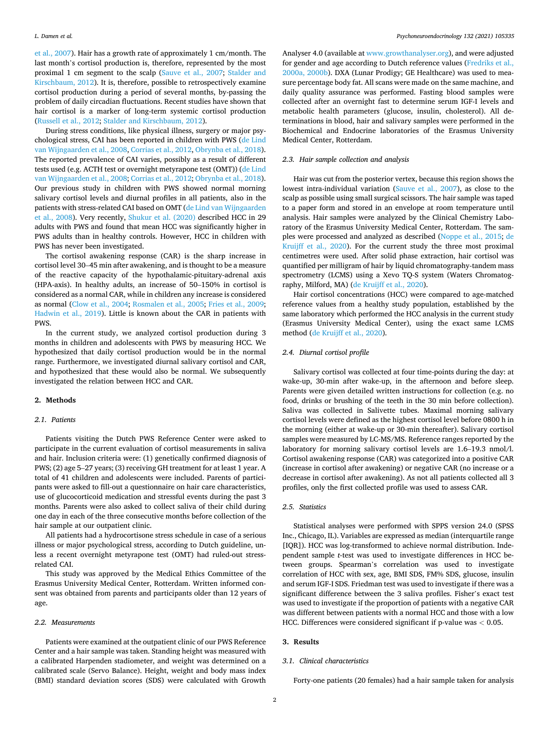et al., 2007). Hair has a growth rate of approximately 1 cm/month. The last month's cortisol production is, therefore, represented by the most proximal 1 cm segment to the scalp (Sauve et al., 2007; Stalder and Kirschbaum, 2012). It is, therefore, possible to retrospectively examine cortisol production during a period of several months, by-passing the problem of daily circadian fluctuations. Recent studies have shown that hair cortisol is a marker of long-term systemic cortisol production (Russell et al., 2012; Stalder and Kirschbaum, 2012).

During stress conditions, like physical illness, surgery or major psychological stress, CAI has been reported in children with PWS (de Lind van Wijngaarden et al., 2008, Corrias et al., 2012, Obrynba et al., 2018). The reported prevalence of CAI varies, possibly as a result of different tests used (e.g. ACTH test or overnight metyrapone test (OMT)) (de Lind van Wijngaarden et al., 2008; Corrias et al., 2012; Obrynba et al., 2018). Our previous study in children with PWS showed normal morning salivary cortisol levels and diurnal profiles in all patients, also in the patients with stress-related CAI based on OMT (de Lind van Wijngaarden et al., 2008). Very recently, Shukur et al. (2020) described HCC in 29 adults with PWS and found that mean HCC was significantly higher in PWS adults than in healthy controls. However, HCC in children with PWS has never been investigated.

The cortisol awakening response (CAR) is the sharp increase in cortisol level 30–45 min after awakening, and is thought to be a measure of the reactive capacity of the hypothalamic-pituitary-adrenal axis (HPA-axis). In healthy adults, an increase of 50–150% in cortisol is considered as a normal CAR, while in children any increase is considered as normal (Clow et al., 2004; Rosmalen et al., 2005; Fries et al., 2009; Hadwin et al., 2019). Little is known about the CAR in patients with PWS.

In the current study, we analyzed cortisol production during 3 months in children and adolescents with PWS by measuring HCC. We hypothesized that daily cortisol production would be in the normal range. Furthermore, we investigated diurnal salivary cortisol and CAR, and hypothesized that these would also be normal. We subsequently investigated the relation between HCC and CAR.

## 2. Methods

### 2.1. Patients

Patients visiting the Dutch PWS Reference Center were asked to participate in the current evaluation of cortisol measurements in saliva and hair. Inclusion criteria were: (1) genetically confirmed diagnosis of PWS; (2) age 5–27 years; (3) receiving GH treatment for at least 1 year. A total of 41 children and adolescents were included. Parents of participants were asked to fill-out a questionnaire on hair care characteristics, use of glucocorticoid medication and stressful events during the past 3 months. Parents were also asked to collect saliva of their child during one day in each of the three consecutive months before collection of the hair sample at our outpatient clinic.

All patients had a hydrocortisone stress schedule in case of a serious illness or major psychological stress, according to Dutch guideline, unless a recent overnight metyrapone test (OMT) had ruled-out stress-related CAI.

This study was approved by the Medical Ethics Committee of the Erasmus University Medical Center, Rotterdam. Written informed consent was obtained from parents and participants older than 12 years of age.

### 2.2. Measurements

Patients were examined at the outpatient clinic of our PWS Reference Center and a hair sample was taken. Standing height was measured with a calibrated Harpenden stadiometer, and weight was determined on a calibrated scale (Servo Balance). Height, weight and body mass index (BMI) standard deviation scores (SDS) were calculated with Growth Analyser 4.0 (available at www.growthanalyser.org), and were adjusted for gender and age according to Dutch reference values (Fredriks et al., 2000a, 2000b). DXA (Lunar Prodigy; GE Healthcare) was used to measure percentage body fat. All scans were made on the same machine, and daily quality assurance was performed. Fasting blood samples were collected after an overnight fast to determine serum IGF-I levels and metabolic health parameters (glucose, insulin, cholesterol). All determinations in blood, hair and salivary samples were performed in the Biochemical and Endocrine laboratories of the Erasmus University Medical Center, Rotterdam.

### 2.3. Hair sample collection and analysis

Hair was cut from the posterior vertex, because this region shows the lowest intra-individual variation (Sauve et al., 2007), as close to the scalp as possible using small surgical scissors. The hair sample was taped to a paper form and stored in an envelope at room temperature until analysis. Hair samples were analyzed by the Clinical Chemistry Laboratory of the Erasmus University Medical Center, Rotterdam. The samples were processed and analyzed as described (Noppe et al., 2015; de Kruijff et al., 2020). For the current study the three most proximal centimetres were used. After solid phase extraction, hair cortisol was quantified per milligram of hair by liquid chromatography-tandem mass spectrometry (LCMS) using a Xevo TQ-S system (Waters Chromatography, Milford, MA) (de Kruijff et al., 2020).

Hair cortisol concentrations (HCC) were compared to age-matched reference values from a healthy study population, established by the same laboratory which performed the HCC analysis in the current study (Erasmus University Medical Center), using the exact same LCMS method (de Kruijff et al., 2020).

### 2.4. Diurnal cortisol profile

Salivary cortisol was collected at four time-points during the day: at wake-up, 30-min after wake-up, in the afternoon and before sleep. Parents were given detailed written instructions for collection (e.g. no food, drinks or brushing of the teeth in the 30 min before collection). Saliva was collected in Salivette tubes. Maximal morning salivary cortisol levels were defined as the highest cortisol level before 0800 h in the morning (either at wake-up or 30-min thereafter). Salivary cortisol samples were measured by LC-MS/MS. Reference ranges reported by the laboratory for morning salivary cortisol levels are 1.6–19.3 nmol/l. Cortisol awakening response (CAR) was categorized into a positive CAR (increase in cortisol after awakening) or negative CAR (no increase or a decrease in cortisol after awakening). As not all patients collected all 3 profiles, only the first collected profile was used to assess CAR.

### 2.5. Statistics

Statistical analyses were performed with SPPS version 24.0 (SPSS Inc., Chicago, IL). Variables are expressed as median (interquartile range [IQR]). HCC was log-transformed to achieve normal distribution. Independent sample *t*-test was used to investigate differences in HCC between groups. Spearman's correlation was used to investigate correlation of HCC with sex, age, BMI SDS, FM% SDS, glucose, insulin and serum IGF-I SDS. Friedman test was used to investigate if there was a significant difference between the 3 saliva profiles. Fisher's exact test was used to investigate if the proportion of patients with a negative CAR was different between patients with a normal HCC and those with a low HCC. Differences were considered significant if p-value was $< 0.05$.

## 3. Results

### 3.1. Clinical characteristics

Forty-one patients (20 females) had a hair sample taken for analysis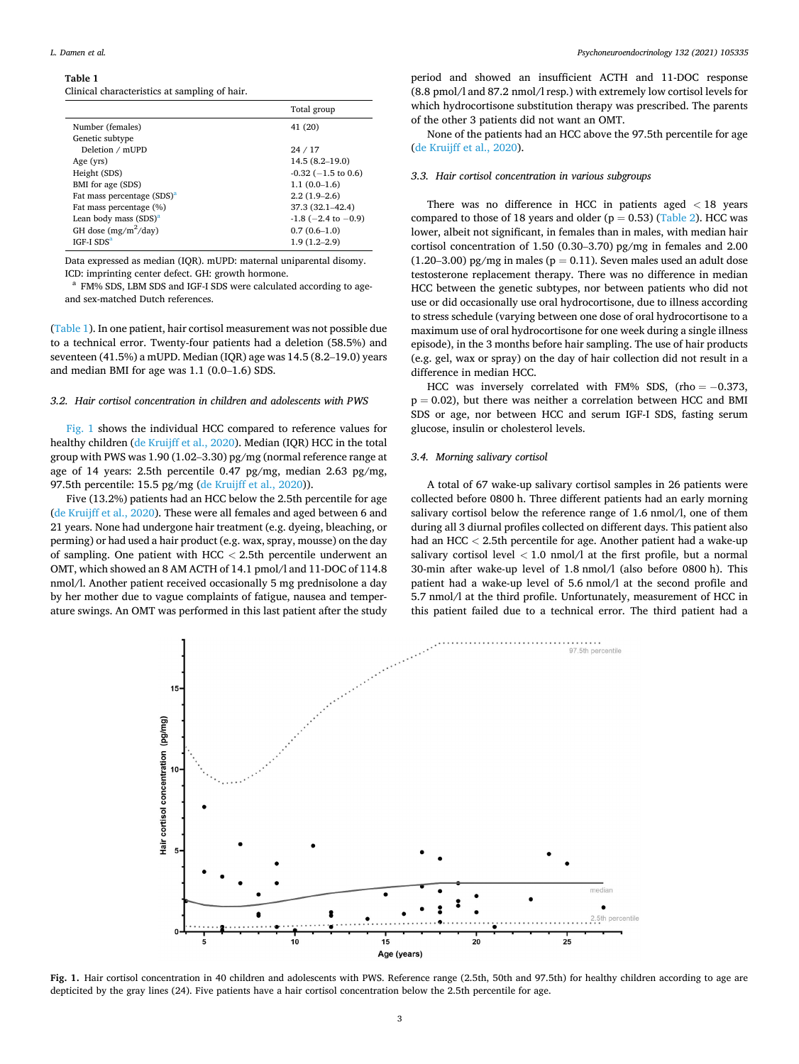**Table 1**
Clinical characteristics at sampling of hair.

| | Total group |
|---|---|
| Number (females) | 41 (20) |
| Genetic subtype | |
| Deletion / mUPD | 24 / 17 |
| Age (yrs) | 14.5 (8.2–19.0) |
| Height (SDS) | -0.32 (−1.5 to 0.6) |
| BMI for age (SDS) | 1.1 (0.0–1.6) |
| Fat mass percentage (SDS)[a] | 2.2 (1.9–2.6) |
| Fat mass percentage (%) | 37.3 (32.1–42.4) |
| Lean body mass (SDS)[a] | -1.8 (−2.4 to −0.9) |
| GH dose (mg/m$^2$/day) | 0.7 (0.6–1.0) |
| IGF-I SDS[a] | 1.9 (1.2–2.9) |

Data expressed as median (IQR). mUPD: maternal uniparental disomy. ICD: imprinting center defect. GH: growth hormone.
[a] FM% SDS, LBM SDS and IGF-I SDS were calculated according to age- and sex-matched Dutch references.

(Table 1). In one patient, hair cortisol measurement was not possible due to a technical error. Twenty-four patients had a deletion (58.5%) and seventeen (41.5%) a mUPD. Median (IQR) age was 14.5 (8.2–19.0) years and median BMI for age was 1.1 (0.0–1.6) SDS.

### 3.2. Hair cortisol concentration in children and adolescents with PWS

Fig. 1 shows the individual HCC compared to reference values for healthy children (de Kruijff et al., 2020). Median (IQR) HCC in the total group with PWS was 1.90 (1.02–3.30) pg/mg (normal reference range at age of 14 years: 2.5th percentile 0.47 pg/mg, median 2.63 pg/mg, 97.5th percentile: 15.5 pg/mg (de Kruijff et al., 2020)).

Five (13.2%) patients had an HCC below the 2.5th percentile for age (de Kruijff et al., 2020). These were all females and aged between 6 and 21 years. None had undergone hair treatment (e.g. dyeing, bleaching, or perming) or had used a hair product (e.g. wax, spray, mousse) on the day of sampling. One patient with HCC < 2.5th percentile underwent an OMT, which showed an 8 AM ACTH of 14.1 pmol/l and 11-DOC of 114.8 nmol/l. Another patient received occasionally 5 mg prednisolone a day by her mother due to vague complaints of fatigue, nausea and temperature swings. An OMT was performed in this last patient after the study period and showed an insufficient ACTH and 11-DOC response (8.8 pmol/l and 87.2 nmol/l resp.) with extremely low cortisol levels for which hydrocortisone substitution therapy was prescribed. The parents of the other 3 patients did not want an OMT.

None of the patients had an HCC above the 97.5th percentile for age (de Kruijff et al., 2020).

### 3.3. Hair cortisol concentration in various subgroups

There was no difference in HCC in patients aged < 18 years compared to those of 18 years and older ($p = 0.53$) (Table 2). HCC was lower, albeit not significant, in females than in males, with median hair cortisol concentration of 1.50 (0.30–3.70) pg/mg in females and 2.00 (1.20–3.00) pg/mg in males ($p = 0.11$). Seven males used an adult dose testosterone replacement therapy. There was no difference in median HCC between the genetic subtypes, nor between patients who did not use or did occasionally use oral hydrocortisone, due to illness according to stress schedule (varying between one dose of oral hydrocortisone to a maximum use of oral hydrocortisone for one week during a single illness episode), in the 3 months before hair sampling. The use of hair products (e.g. gel, wax or spray) on the day of hair collection did not result in a difference in median HCC.

HCC was inversely correlated with FM% SDS, ($\rho = -0.373$, $p = 0.02$), but there was neither a correlation between HCC and BMI SDS or age, nor between HCC and serum IGF-I SDS, fasting serum glucose, insulin or cholesterol levels.

### 3.4. Morning salivary cortisol

A total of 67 wake-up salivary cortisol samples in 26 patients were collected before 0800 h. Three different patients had an early morning salivary cortisol below the reference range of 1.6 nmol/l, one of them during all 3 diurnal profiles collected on different days. This patient also had an HCC < 2.5th percentile for age. Another patient had a wake-up salivary cortisol level < 1.0 nmol/l at the first profile, but a normal 30-min after wake-up level of 1.8 nmol/l (also before 0800 h). This patient had a wake-up level of 5.6 nmol/l at the second profile and 5.7 nmol/l at the third profile. Unfortunately, measurement of HCC in this patient failed due to a technical error. The third patient had a

**Fig. 1.** Hair cortisol concentration in 40 children and adolescents with PWS. Reference range (2.5th, 50th and 97.5th) for healthy children according to age are depticited by the gray lines (24). Five patients have a hair cortisol concentration below the 2.5th percentile for age.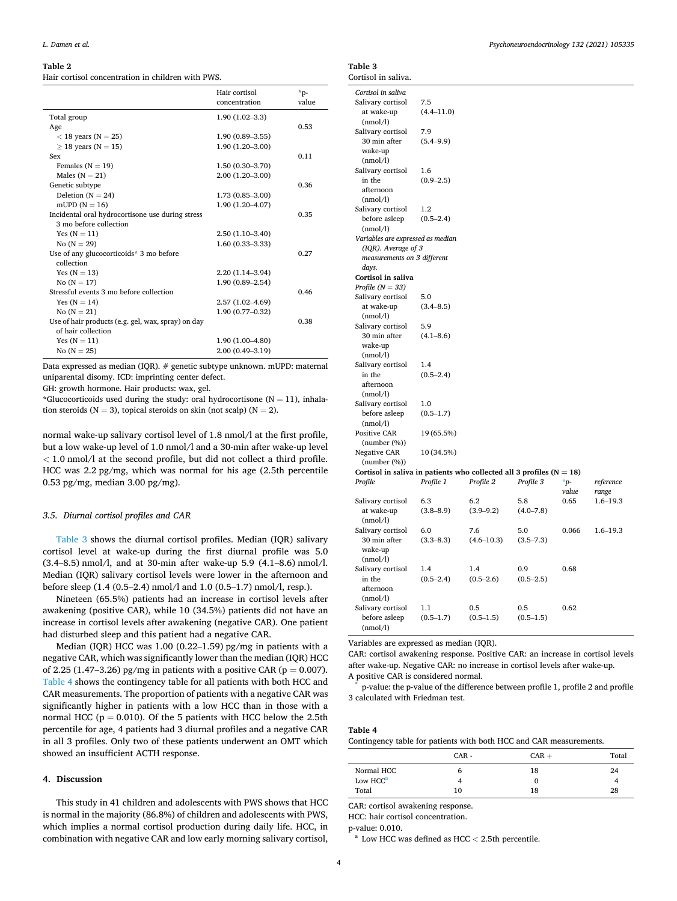**Table 2**
Hair cortisol concentration in children with PWS.

| | Hair cortisol concentration | *p-value |
|---|---|---|
| Total group | 1.90 (1.02–3.3) | |
| Age | | 0.53 |
| < 18 years (N = 25) | 1.90 (0.89–3.55) | |
| ≥ 18 years (N = 15) | 1.90 (1.20–3.00) | |
| Sex | | 0.11 |
| Females (N = 19) | 1.50 (0.30–3.70) | |
| Males (N = 21) | 2.00 (1.20–3.00) | |
| Genetic subtype | | 0.36 |
| Deletion (N = 24) | 1.73 (0.85–3.00) | |
| mUPD (N = 16) | 1.90 (1.20–4.07) | |
| Incidental oral hydrocortisone use during stress 3 mo before collection | | 0.35 |
| Yes (N = 11) | 2.50 (1.10–3.40) | |
| No (N = 29) | 1.60 (0.33–3.33) | |
| Use of any glucocorticoids* 3 mo before collection | | 0.27 |
| Yes (N = 13) | 2.20 (1.14–3.94) | |
| No (N = 17) | 1.90 (0.89–2.54) | |
| Stressful events 3 mo before collection | | 0.46 |
| Yes (N = 14) | 2.57 (1.02–4.69) | |
| No (N = 21) | 1.90 (0.77–0.32) | |
| Use of hair products (e.g. gel, wax, spray) on day of hair collection | | 0.38 |
| Yes (N = 11) | 1.90 (1.00–4.80) | |
| No (N = 25) | 2.00 (0.49–3.19) | |

Data expressed as median (IQR). # genetic subtype unknown. mUPD: maternal uniparental disomy. ICD: imprinting center defect.
GH: growth hormone. Hair products: wax, gel.
*Glucocorticoids used during the study: oral hydrocortisone (N = 11), inhalation steroids (N = 3), topical steroids on skin (not scalp) (N = 2).

normal wake-up salivary cortisol level of 1.8 nmol/l at the first profile, but a low wake-up level of 1.0 nmol/l and a 30-min after wake-up level < 1.0 nmol/l at the second profile, but did not collect a third profile. HCC was 2.2 pg/mg, which was normal for his age (2.5th percentile 0.53 pg/mg, median 3.00 pg/mg).

### 3.5. Diurnal cortisol profiles and CAR

Table 3 shows the diurnal cortisol profiles. Median (IQR) salivary cortisol level at wake-up during the first diurnal profile was 5.0 (3.4–8.5) nmol/l, and at 30-min after wake-up 5.9 (4.1–8.6) nmol/l. Median (IQR) salivary cortisol levels were lower in the afternoon and before sleep (1.4 (0.5–2.4) nmol/l and 1.0 (0.5–1.7) nmol/l, resp.).

Nineteen (65.5%) patients had an increase in cortisol levels after awakening (positive CAR), while 10 (34.5%) patients did not have an increase in cortisol levels after awakening (negative CAR). One patient had disturbed sleep and this patient had a negative CAR.

Median (IQR) HCC was 1.00 (0.22–1.59) pg/mg in patients with a negative CAR, which was significantly lower than the median (IQR) HCC of 2.25 (1.47–3.26) pg/mg in patients with a positive CAR ($p = 0.007$). Table 4 shows the contingency table for all patients with both HCC and CAR measurements. The proportion of patients with a negative CAR was significantly higher in patients with a low HCC than in those with a normal HCC ($p = 0.010$). Of the 5 patients with HCC below the 2.5th percentile for age, 4 patients had 3 diurnal profiles and a negative CAR in all 3 profiles. Only two of these patients underwent an OMT which showed an insufficient ACTH response.

## 4. Discussion

This study in 41 children and adolescents with PWS shows that HCC is normal in the majority (86.8%) of children and adolescents with PWS, which implies a normal cortisol production during daily life. HCC, in combination with negative CAR and low early morning salivary cortisol,

**Table 3**
Cortisol in saliva.

| *Cortisol in saliva* | | | | | |
|---|---|---|---|---|---|
| Salivary cortisol at wake-up (nmol/l) | 7.5 (4.4–11.0) | | | | |
| Salivary cortisol 30 min after wake-up (nmol/l) | 7.9 (5.4–9.9) | | | | |
| Salivary cortisol in the afternoon (nmol/l) | 1.6 (0.9–2.5) | | | | |
| Salivary cortisol before asleep (nmol/l) | 1.2 (0.5–2.4) | | | | |
| *Variables are expressed as median (IQR). Average of 3 measurements on 3 different days.* | | | | | |
| **Cortisol in saliva** | | | | | |
| *Profile (N = 33)* | | | | | |
| Salivary cortisol at wake-up (nmol/l) | 5.0 (3.4–8.5) | | | | |
| Salivary cortisol 30 min after wake-up (nmol/l) | 5.9 (4.1–8.6) | | | | |
| Salivary cortisol in the afternoon (nmol/l) | 1.4 (0.5–2.4) | | | | |
| Salivary cortisol before asleep (nmol/l) | 1.0 (0.5–1.7) | | | | |
| Positive CAR (number (%)) | 19 (65.5%) | | | | |
| Negative CAR (number (%)) | 10 (34.5%) | | | | |
| **Cortisol in saliva in patients who collected all 3 profiles (N = 18)** | | | | | |
| *Profile* | *Profile 1* | *Profile 2* | *Profile 3* | *p-value | *reference range* |
| Salivary cortisol at wake-up (nmol/l) | 6.3 (3.8–8.9) | 6.2 (3.9–9.2) | 5.8 (4.0–7.8) | 0.65 | 1.6–19.3 |
| Salivary cortisol 30 min after wake-up (nmol/l) | 6.0 (3.3–8.3) | 7.6 (4.6–10.3) | 5.0 (3.5–7.3) | 0.066 | 1.6–19.3 |
| Salivary cortisol in the afternoon (nmol/l) | 1.4 (0.5–2.4) | 1.4 (0.5–2.6) | 0.9 (0.5–2.5) | 0.68 | |
| Salivary cortisol before asleep (nmol/l) | 1.1 (0.5–1.7) | 0.5 (0.5–1.5) | 0.5 (0.5–1.5) | 0.62 | |

Variables are expressed as median (IQR).
CAR: cortisol awakening response. Positive CAR: an increase in cortisol levels after wake-up. Negative CAR: no increase in cortisol levels after wake-up.
A positive CAR is considered normal.
* p-value: the p-value of the difference between profile 1, profile 2 and profile 3 calculated with Friedman test.

**Table 4**
Contingency table for patients with both HCC and CAR measurements.

| | CAR - | CAR + | Total |
|---|---|---|---|
| Normal HCC | 6 | 18 | 24 |
| Low HCC[a] | 4 | 0 | 4 |
| Total | 10 | 18 | 28 |

CAR: cortisol awakening response.
HCC: hair cortisol concentration.
p-value: 0.010.
[a] Low HCC was defined as HCC < 2.5th percentile.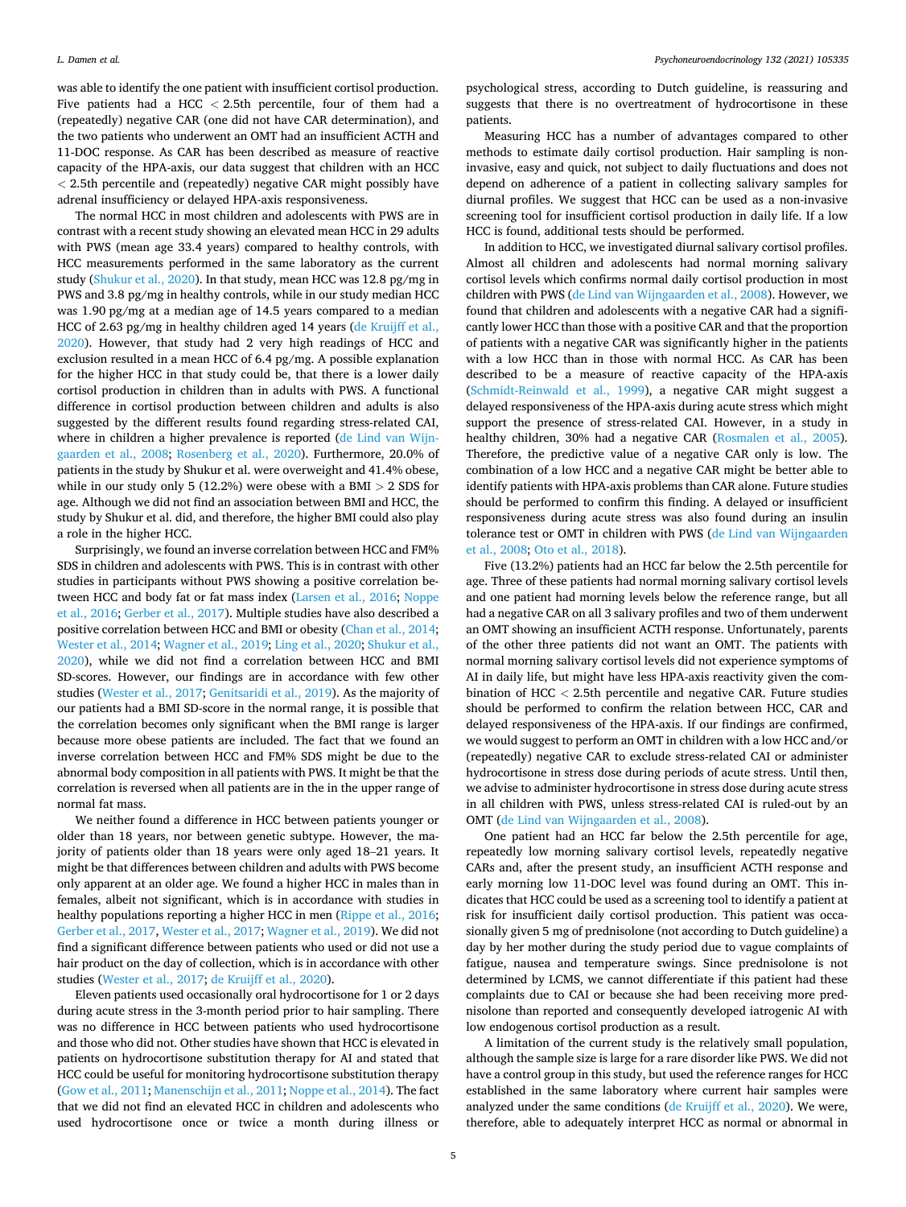was able to identify the one patient with insufficient cortisol production. Five patients had a HCC < 2.5th percentile, four of them had a (repeatedly) negative CAR (one did not have CAR determination), and the two patients who underwent an OMT had an insufficient ACTH and 11-DOC response. As CAR has been described as measure of reactive capacity of the HPA-axis, our data suggest that children with an HCC < 2.5th percentile and (repeatedly) negative CAR might possibly have adrenal insufficiency or delayed HPA-axis responsiveness.

The normal HCC in most children and adolescents with PWS are in contrast with a recent study showing an elevated mean HCC in 29 adults with PWS (mean age 33.4 years) compared to healthy controls, with HCC measurements performed in the same laboratory as the current study (Shukur et al., 2020). In that study, mean HCC was 12.8 pg/mg in PWS and 3.8 pg/mg in healthy controls, while in our study median HCC was 1.90 pg/mg at a median age of 14.5 years compared to a median HCC of 2.63 pg/mg in healthy children aged 14 years (de Kruijff et al., 2020). However, that study had 2 very high readings of HCC and exclusion resulted in a mean HCC of 6.4 pg/mg. A possible explanation for the higher HCC in that study could be, that there is a lower daily cortisol production in children than in adults with PWS. A functional difference in cortisol production between children and adults is also suggested by the different results found regarding stress-related CAI, where in children a higher prevalence is reported (de Lind van Wijngaarden et al., 2008; Rosenberg et al., 2020). Furthermore, 20.0% of patients in the study by Shukur et al. were overweight and 41.4% obese, while in our study only 5 (12.2%) were obese with a BMI > 2 SDS for age. Although we did not find an association between BMI and HCC, the study by Shukur et al. did, and therefore, the higher BMI could also play a role in the higher HCC.

Surprisingly, we found an inverse correlation between HCC and FM% SDS in children and adolescents with PWS. This is in contrast with other studies in participants without PWS showing a positive correlation between HCC and body fat or fat mass index (Larsen et al., 2016; Noppe et al., 2016; Gerber et al., 2017). Multiple studies have also described a positive correlation between HCC and BMI or obesity (Chan et al., 2014; Wester et al., 2014; Wagner et al., 2019; Ling et al., 2020; Shukur et al., 2020), while we did not find a correlation between HCC and BMI SD-scores. However, our findings are in accordance with few other studies (Wester et al., 2017; Genitsaridi et al., 2019). As the majority of our patients had a BMI SD-score in the normal range, it is possible that the correlation becomes only significant when the BMI range is larger because more obese patients are included. The fact that we found an inverse correlation between HCC and FM% SDS might be due to the abnormal body composition in all patients with PWS. It might be that the correlation is reversed when all patients are in the in the upper range of normal fat mass.

We neither found a difference in HCC between patients younger or older than 18 years, nor between genetic subtype. However, the majority of patients older than 18 years were only aged 18–21 years. It might be that differences between children and adults with PWS become only apparent at an older age. We found a higher HCC in males than in females, albeit not significant, which is in accordance with studies in healthy populations reporting a higher HCC in men (Rippe et al., 2016; Gerber et al., 2017, Wester et al., 2017; Wagner et al., 2019). We did not find a significant difference between patients who used or did not use a hair product on the day of collection, which is in accordance with other studies (Wester et al., 2017; de Kruijff et al., 2020).

Eleven patients used occasionally oral hydrocortisone for 1 or 2 days during acute stress in the 3-month period prior to hair sampling. There was no difference in HCC between patients who used hydrocortisone and those who did not. Other studies have shown that HCC is elevated in patients on hydrocortisone substitution therapy for AI and stated that HCC could be useful for monitoring hydrocortisone substitution therapy (Gow et al., 2011; Manenschijn et al., 2011; Noppe et al., 2014). The fact that we did not find an elevated HCC in children and adolescents who used hydrocortisone once or twice a month during illness or psychological stress, according to Dutch guideline, is reassuring and suggests that there is no overtreatment of hydrocortisone in these patients.

Measuring HCC has a number of advantages compared to other methods to estimate daily cortisol production. Hair sampling is non-invasive, easy and quick, not subject to daily fluctuations and does not depend on adherence of a patient in collecting salivary samples for diurnal profiles. We suggest that HCC can be used as a non-invasive screening tool for insufficient cortisol production in daily life. If a low HCC is found, additional tests should be performed.

In addition to HCC, we investigated diurnal salivary cortisol profiles. Almost all children and adolescents had normal morning salivary cortisol levels which confirms normal daily cortisol production in most children with PWS (de Lind van Wijngaarden et al., 2008). However, we found that children and adolescents with a negative CAR had a significantly lower HCC than those with a positive CAR and that the proportion of patients with a negative CAR was significantly higher in the patients with a low HCC than in those with normal HCC. As CAR has been described to be a measure of reactive capacity of the HPA-axis (Schmidt-Reinwald et al., 1999), a negative CAR might suggest a delayed responsiveness of the HPA-axis during acute stress which might support the presence of stress-related CAI. However, in a study in healthy children, 30% had a negative CAR (Rosmalen et al., 2005). Therefore, the predictive value of a negative CAR only is low. The combination of a low HCC and a negative CAR might be better able to identify patients with HPA-axis problems than CAR alone. Future studies should be performed to confirm this finding. A delayed or insufficient responsiveness during acute stress was also found during an insulin tolerance test or OMT in children with PWS (de Lind van Wijngaarden et al., 2008; Oto et al., 2018).

Five (13.2%) patients had an HCC far below the 2.5th percentile for age. Three of these patients had normal morning salivary cortisol levels and one patient had morning levels below the reference range, but all had a negative CAR on all 3 salivary profiles and two of them underwent an OMT showing an insufficient ACTH response. Unfortunately, parents of the other three patients did not want an OMT. The patients with normal morning salivary cortisol levels did not experience symptoms of AI in daily life, but might have less HPA-axis reactivity given the combination of HCC < 2.5th percentile and negative CAR. Future studies should be performed to confirm the relation between HCC, CAR and delayed responsiveness of the HPA-axis. If our findings are confirmed, we would suggest to perform an OMT in children with a low HCC and/or (repeatedly) negative CAR to exclude stress-related CAI or administer hydrocortisone in stress dose during periods of acute stress. Until then, we advise to administer hydrocortisone in stress dose during acute stress in all children with PWS, unless stress-related CAI is ruled-out by an OMT (de Lind van Wijngaarden et al., 2008).

One patient had an HCC far below the 2.5th percentile for age, repeatedly low morning salivary cortisol levels, repeatedly negative CARs and, after the present study, an insufficient ACTH response and early morning low 11-DOC level was found during an OMT. This indicates that HCC could be used as a screening tool to identify a patient at risk for insufficient daily cortisol production. This patient was occasionally given 5 mg of prednisolone (not according to Dutch guideline) a day by her mother during the study period due to vague complaints of fatigue, nausea and temperature swings. Since prednisolone is not determined by LCMS, we cannot differentiate if this patient had these complaints due to CAI or because she had been receiving more prednisolone than reported and consequently developed iatrogenic AI with low endogenous cortisol production as a result.

A limitation of the current study is the relatively small population, although the sample size is large for a rare disorder like PWS. We did not have a control group in this study, but used the reference ranges for HCC established in the same laboratory where current hair samples were analyzed under the same conditions (de Kruijff et al., 2020). We were, therefore, able to adequately interpret HCC as normal or abnormal in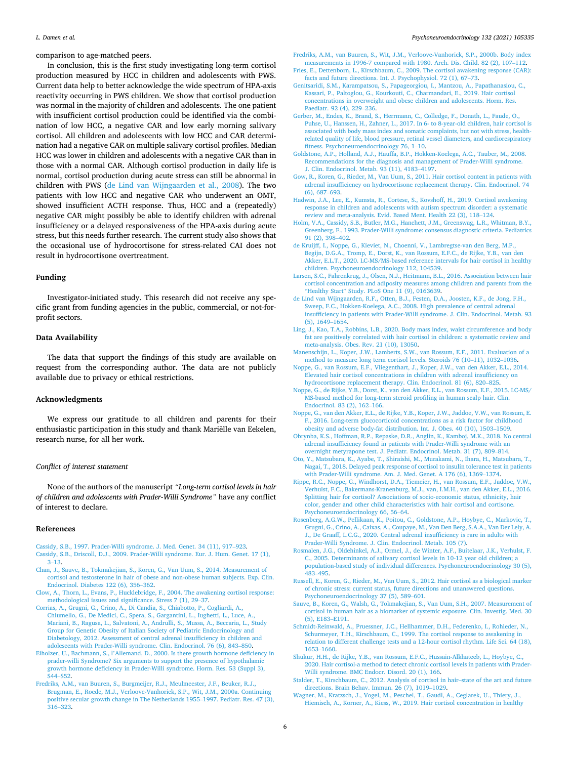comparison to age-matched peers.

In conclusion, this is the first study investigating long-term cortisol production measured by HCC in children and adolescents with PWS. Current data help to better acknowledge the wide spectrum of HPA-axis reactivity occurring in PWS children. We show that cortisol production was normal in the majority of children and adolescents. The one patient with insufficient cortisol production could be identified via the combination of low HCC, a negative CAR and low early morning salivary cortisol. All children and adolescents with low HCC and CAR determination had a negative CAR on multiple salivary cortisol profiles. Median HCC was lower in children and adolescents with a negative CAR than in those with a normal CAR. Although cortisol production in daily life is normal, cortisol production during acute stress can still be abnormal in children with PWS (de Lind van Wijngaarden et al., 2008). The two patients with low HCC and negative CAR who underwent an OMT, showed insufficient ACTH response. Thus, HCC and a (repeatedly) negative CAR might possibly be able to identify children with adrenal insufficiency or a delayed responsiveness of the HPA-axis during acute stress, but this needs further research. The current study also shows that the occasional use of hydrocortisone for stress-related CAI does not result in hydrocortisone overtreatment.

## Funding

Investigator-initiated study. This research did not receive any specific grant from funding agencies in the public, commercial, or not-for-profit sectors.

## Data Availability

The data that support the findings of this study are available on request from the corresponding author. The data are not publicly available due to privacy or ethical restrictions.

## Acknowledgments

We express our gratitude to all children and parents for their enthusiastic participation in this study and thank Mariëlle van Eekelen, research nurse, for all her work.

### *Conflict of interest statement*

None of the authors of the manuscript *"Long-term cortisol levels in hair of children and adolescents with Prader-Willi Syndrome"* have any conflict of interest to declare.

## References

Cassidy, S.B., 1997. Prader-Willi syndrome. J. Med. Genet. 34 (11), 917–923.

Cassidy, S.B., Driscoll, D.J., 2009. Prader-Willi syndrome. Eur. J. Hum. Genet. 17 (1), 3–13.

Chan, J., Sauve, B., Tokmakejian, S., Koren, G., Van Uum, S., 2014. Measurement of cortisol and testosterone in hair of obese and non-obese human subjects. Exp. Clin. Endocrinol. Diabetes 122 (6), 356–362.

Clow, A., Thorn, L., Evans, P., Hucklebridge, F., 2004. The awakening cortisol response: methodological issues and significance. Stress 7 (1), 29–37.

Corrias, A., Grugni, G., Crino, A., Di Candia, S., Chiabotto, P., Cogliardi, A., Chiumello, G., De Medici, C., Spera, S., Gargantini, L., Iughetti, L., Luce, A., Mariani, B., Ragusa, L., Salvatoni, A., Andrulli, S., Mussa, A., Beccaria, L., Study Group for Genetic Obesity of Italian Society of Pediatric Endocrinology and Diabetology, 2012. Assessment of central adrenal insufficiency in children and adolescents with Prader-Willi syndrome. Clin. Endocrinol. 76 (6), 843–850.

Eiholzer, U., Bachmann, S., l'Allemand, D., 2000. Is there growth hormone deficiency in prader-willi Syndrome? Six arguments to support the presence of hypothalamic growth hormone deficiency in Prader-Willi syndrome. Horm. Res. 53 (Suppl 3), S44–S52.

Fredriks, A.M., van Buuren, S., Burgmeijer, R.J., Meulmeester, J.F., Beuker, R.J., Brugman, E., Roede, M.J., Verloove-Vanhorick, S.P., Wit, J.M., 2000a. Continuing positive secular growth change in The Netherlands 1955–1997. Pediatr. Res. 47 (3), 316–323.

Fredriks, A.M., van Buuren, S., Wit, J.M., Verloove-Vanhorick, S.P., 2000b. Body index measurements in 1996-7 compared with 1980. Arch. Dis. Child. 82 (2), 107–112.

Fries, E., Dettenborn, L., Kirschbaum, C., 2009. The cortisol awakening response (CAR): facts and future directions. Int. J. Psychophysiol. 72 (1), 67–73.

Genitsaridi, S.M., Karampatsou, S., Papageorgiou, I., Mantzou, A., Papathanasiou, C., Kassari, P., Paltoglou, G., Kourkouti, C., Charmandari, E., 2019. Hair cortisol concentrations in overweight and obese children and adolescents. Horm. Res. Paediatr. 92 (4), 229–236.

Gerber, M., Endes, K., Brand, S., Herrmann, C., Colledge, F., Donath, L., Faude, O., Puhse, U., Hanssen, H., Zahner, L., 2017. In 6- to 8-year-old children, hair cortisol is associated with body mass index and somatic complaints, but not with stress, health-related quality of life, blood pressure, retinal vessel diameters, and cardiorespiratory fitness. Psychoneuroendocrinology 76, 1–10.

Goldstone, A.P., Holland, A.J., Hauffa, B.P., Hokken-Koelega, A.C., Tauber, M., 2008. Recommendations for the diagnosis and management of Prader-Willi syndrome. J. Clin. Endocrinol. Metab. 93 (11), 4183–4197.

Gow, R., Koren, G., Rieder, M., Van Uum, S., 2011. Hair cortisol content in patients with adrenal insufficiency on hydrocortisone replacement therapy. Clin. Endocrinol. 74 (6), 687–693.

Hadwin, J.A., Lee, E., Kumsta, R., Cortese, S., Kovshoff, H., 2019. Cortisol awakening response in children and adolescents with autism spectrum disorder: a systematic review and meta-analysis. Evid. Based Ment. Health 22 (3), 118–124.

Holm, V.A., Cassidy, S.B., Butler, M.G., Hanchett, J.M., Greenswag, L.R., Whitman, B.Y., Greenberg, F., 1993. Prader-Willi syndrome: consensus diagnostic criteria. Pediatrics 91 (2), 398–402.

de Kruijff, I., Noppe, G., Kieviet, N., Choenni, V., Lambregtse-van den Berg, M.P., Begijn, D.G.A., Tromp, E., Dorst, K., van Rossum, E.F.C., de Rijke, Y.B., van den Akker, E.L.T., 2020. LC-MS/MS-based reference intervals for hair cortisol in healthy children. Psychoneuroendocrinology 112, 104539.

Larsen, S.C., Fahrenkrug, J., Olsen, N.J., Heitmann, B.L., 2016. Association between hair cortisol concentration and adiposity measures among children and parents from the "Healthy Start" Study. PLoS One 11 (9), 0163639.

de Lind van Wijngaarden, R.F., Otten, B.J., Festen, D.A., Joosten, K.F., de Jong, F.H., Sweep, F.C., Hokken-Koelega, A.C., 2008. High prevalence of central adrenal insufficiency in patients with Prader-Willi syndrome. J. Clin. Endocrinol. Metab. 93 (5), 1649–1654.

Ling, J., Kao, T.A., Robbins, L.B., 2020. Body mass index, waist circumference and body fat are positively correlated with hair cortisol in children: a systematic review and meta-analysis. Obes. Rev. 21 (10), 13050.

Manenschijn, L., Koper, J.W., Lamberts, S.W., van Rossum, E.F., 2011. Evaluation of a method to measure long term cortisol levels. Steroids 76 (10–11), 1032–1036.

Noppe, G., van Rossum, E.F., Vliegenthart, J., Koper, J.W., van den Akker, E.L., 2014. Elevated hair cortisol concentrations in children with adrenal insufficiency on hydrocortisone replacement therapy. Clin. Endocrinol. 81 (6), 820–825.

Noppe, G., de Rijke, Y.B., Dorst, K., van den Akker, E.L., van Rossum, E.F., 2015. LC-MS/MS-based method for long-term steroid profiling in human scalp hair. Clin. Endocrinol. 83 (2), 162–166.

Noppe, G., van den Akker, E.L., de Rijke, Y.B., Koper, J.W., Jaddoe, V.W., van Rossum, E. F., 2016. Long-term glucocorticoid concentrations as a risk factor for childhood obesity and adverse body-fat distribution. Int. J. Obes. 40 (10), 1503–1509.

Obrynba, K.S., Hoffman, R.P., Repaske, D.R., Anglin, K., Kamboj, M.K., 2018. No central adrenal insufficiency found in patients with Prader-Willi syndrome with an overnight metyrapone test. J. Pediatr. Endocrinol. Metab. 31 (7), 809–814.

Oto, Y., Matsubara, K., Ayabe, T., Shiraishi, M., Murakami, N., Ihara, H., Matsubara, T., Nagai, T., 2018. Delayed peak response of cortisol to insulin tolerance test in patients with Prader-Willi syndrome. Am. J. Med. Genet. A 176 (6), 1369–1374.

Rippe, R.C., Noppe, G., Windhorst, D.A., Tiemeier, H., van Rossum, E.F., Jaddoe, V.W., Verhulst, F.C., Bakermans-Kranenburg, M.J., van, I.M.H., van den Akker, E.L., 2016. Splitting hair for cortisol? Associations of socio-economic status, ethnicity, hair color, gender and other child characteristics with hair cortisol and cortisone. Psychoneuroendocrinology 66, 56–64.

Rosenberg, A.G.W., Pellikaan, K., Poitou, C., Goldstone, A.P., Hoybye, C., Markovic, T., Grugni, G., Crino, A., Caixas, A., Coupaye, M., Van Den Berg, S.A.A., Van Der Lely, A. J., De Graaff, L.C.G., 2020. Central adrenal insufficiency is rare in adults with Prader-Willi Syndrome. J. Clin. Endocrinol. Metab. 105 (7).

Rosmalen, J.G., Oldehinkel, A.J., Ormel, J., de Winter, A.F., Buitelaar, J.K., Verhulst, F. C., 2005. Determinants of salivary cortisol levels in 10-12 year old children; a population-based study of individual differences. Psychoneuroendocrinology 30 (5), 483–495.

Russell, E., Koren, G., Rieder, M., Van Uum, S., 2012. Hair cortisol as a biological marker of chronic stress: current status, future directions and unanswered questions. Psychoneuroendocrinology 37 (5), 589–601.

Sauve, B., Koren, G., Walsh, G., Tokmakejian, S., Van Uum, S.H., 2007. Measurement of cortisol in human hair as a biomarker of systemic exposure. Clin. Investig. Med. 30 (5), E183–E191.

Schmidt-Reinwald, A., Pruessner, J.C., Hellhammer, D.H., Federenko, I., Rohleder, N., Schurmeyer, T.H., Kirschbaum, C., 1999. The cortisol response to awakening in relation to different challenge tests and a 12-hour cortisol rhythm. Life Sci. 64 (18), 1653–1660.

Shukur, H.H., de Rijke, Y.B., van Rossum, E.F.C., Hussain-Alkhateeb, L., Hoybye, C., 2020. Hair cortisol-a method to detect chronic cortisol levels in patients with Prader-Willi syndrome. BMC Endocr. Disord. 20 (1), 166.

Stalder, T., Kirschbaum, C., 2012. Analysis of cortisol in hair–state of the art and future directions. Brain Behav. Immun. 26 (7), 1019–1029.

Wagner, M., Kratzsch, J., Vogel, M., Peschel, T., Gaudl, A., Ceglarek, U., Thiery, J., Hiemisch, A., Korner, A., Kiess, W., 2019. Hair cortisol concentration in healthy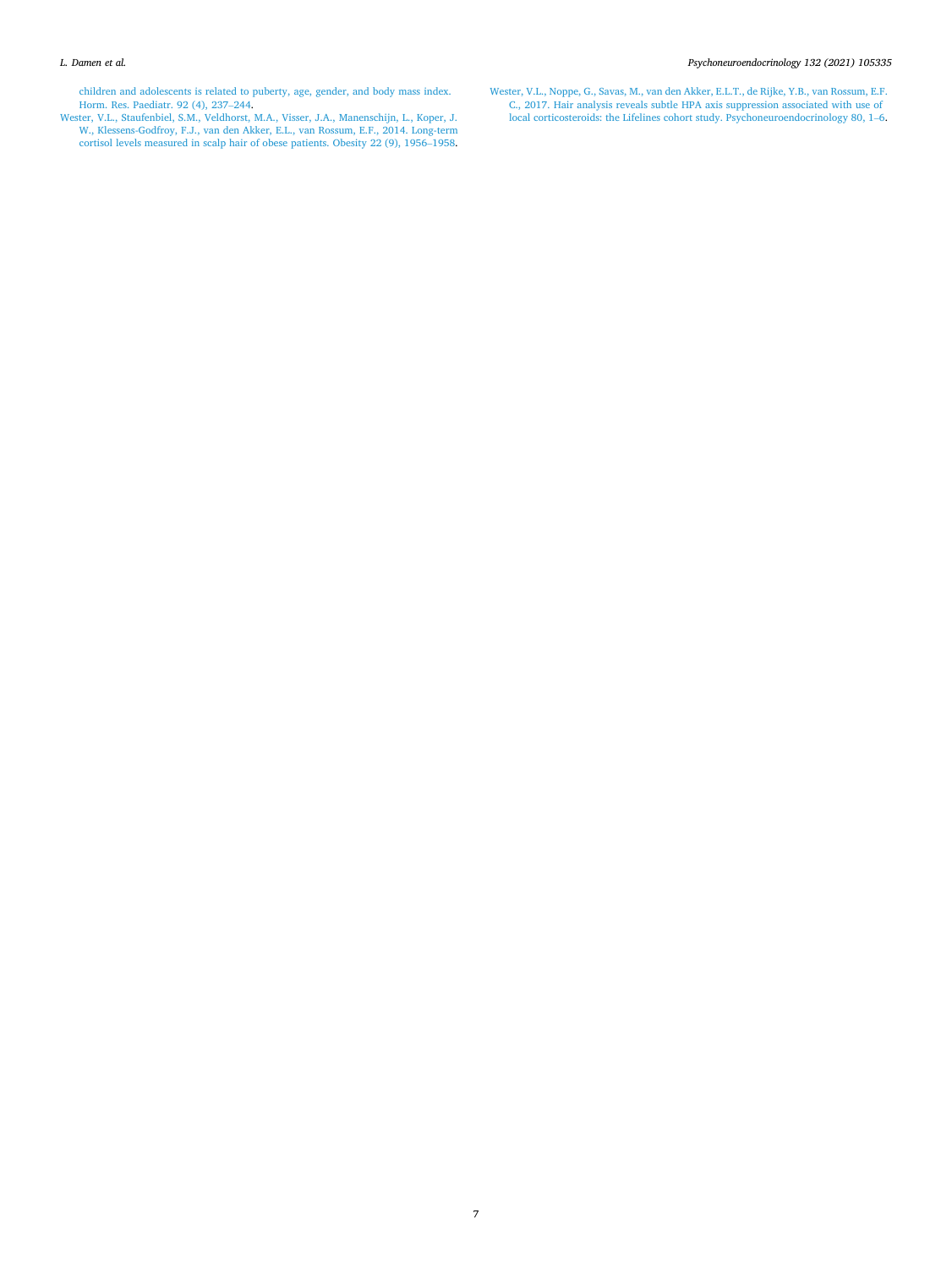children and adolescents is related to puberty, age, gender, and body mass index. Horm. Res. Paediatr. 92 (4), 237–244.

Wester, V.L., Staufenbiel, S.M., Veldhorst, M.A., Visser, J.A., Manenschijn, L., Koper, J. W., Klessens-Godfroy, F.J., van den Akker, E.L., van Rossum, E.F., 2014. Long-term cortisol levels measured in scalp hair of obese patients. Obesity 22 (9), 1956–1958.

Wester, V.L., Noppe, G., Savas, M., van den Akker, E.L.T., de Rijke, Y.B., van Rossum, E.F. C., 2017. Hair analysis reveals subtle HPA axis suppression associated with use of local corticosteroids: the Lifelines cohort study. Psychoneuroendocrinology 80, 1–6.